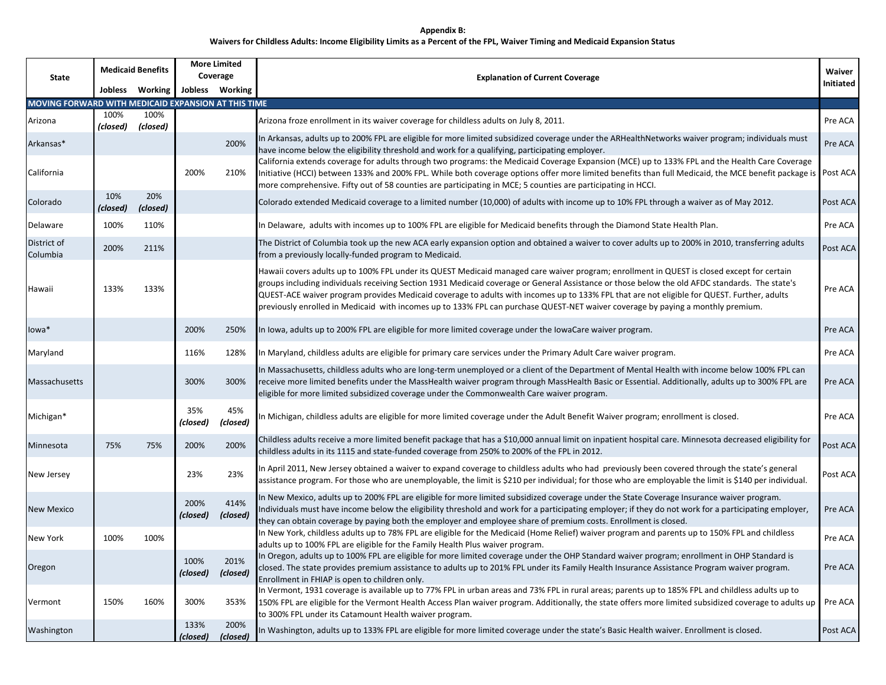**Appendix B:**

**Waivers for Childless Adults: Income Eligibility Limits as a Percent of the FPL, Waiver Timing and Medicaid Expansion Status**

| State | Medicaid Benefits | | More Limited Coverage | | Explanation of Current Coverage | Waiver Initiated |
|---|---|---|---|---|---|---|
| | Jobless | Working | Jobless | Working | | |
| **MOVING FORWARD WITH MEDICAID EXPANSION AT THIS TIME** | | | | | | |
| Arizona | 100% *(closed)* | 100% *(closed)* | | | Arizona froze enrollment in its waiver coverage for childless adults on July 8, 2011. | Pre ACA |
| Arkansas* | | | | 200% | In Arkansas, adults up to 200% FPL are eligible for more limited subsidized coverage under the ARHealthNetworks waiver program; individuals must have income below the eligibility threshold and work for a qualifying, participating employer. | Pre ACA |
| California | | | 200% | 210% | California extends coverage for adults through two programs: the Medicaid Coverage Expansion (MCE) up to 133% FPL and the Health Care Coverage Initiative (HCCI) between 133% and 200% FPL. While both coverage options offer more limited benefits than full Medicaid, the MCE benefit package is more comprehensive. Fifty out of 58 counties are participating in MCE; 5 counties are participating in HCCI. | Post ACA |
| Colorado | 10% *(closed)* | 20% *(closed)* | | | Colorado extended Medicaid coverage to a limited number (10,000) of adults with income up to 10% FPL through a waiver as of May 2012. | Post ACA |
| Delaware | 100% | 110% | | | In Delaware, adults with incomes up to 100% FPL are eligible for Medicaid benefits through the Diamond State Health Plan. | Pre ACA |
| District of Columbia | 200% | 211% | | | The District of Columbia took up the new ACA early expansion option and obtained a waiver to cover adults up to 200% in 2010, transferring adults from a previously locally-funded program to Medicaid. | Post ACA |
| Hawaii | 133% | 133% | | | Hawaii covers adults up to 100% FPL under its QUEST Medicaid managed care waiver program; enrollment in QUEST is closed except for certain groups including individuals receiving Section 1931 Medicaid coverage or General Assistance or those below the old AFDC standards. The state's QUEST-ACE waiver program provides Medicaid coverage to adults with incomes up to 133% FPL that are not eligible for QUEST. Further, adults previously enrolled in Medicaid with incomes up to 133% FPL can purchase QUEST-NET waiver coverage by paying a monthly premium. | Pre ACA |
| Iowa* | | | 200% | 250% | In Iowa, adults up to 200% FPL are eligible for more limited coverage under the IowaCare waiver program. | Pre ACA |
| Maryland | | | 116% | 128% | In Maryland, childless adults are eligible for primary care services under the Primary Adult Care waiver program. | Pre ACA |
| Massachusetts | | | 300% | 300% | In Massachusetts, childless adults who are long-term unemployed or a client of the Department of Mental Health with income below 100% FPL can receive more limited benefits under the MassHealth waiver program through MassHealth Basic or Essential. Additionally, adults up to 300% FPL are eligible for more limited subsidized coverage under the Commonwealth Care waiver program. | Pre ACA |
| Michigan* | | | 35% *(closed)* | 45% *(closed)* | In Michigan, childless adults are eligible for more limited coverage under the Adult Benefit Waiver program; enrollment is closed. | Pre ACA |
| Minnesota | 75% | 75% | 200% | 200% | Childless adults receive a more limited benefit package that has a $10,000 annual limit on inpatient hospital care. Minnesota decreased eligibility for childless adults in its 1115 and state-funded coverage from 250% to 200% of the FPL in 2012. | Post ACA |
| New Jersey | | | 23% | 23% | In April 2011, New Jersey obtained a waiver to expand coverage to childless adults who had previously been covered through the state's general assistance program. For those who are unemployable, the limit is $210 per individual; for those who are employable the limit is $140 per individual. | Post ACA |
| New Mexico | | | 200% *(closed)* | 414% *(closed)* | In New Mexico, adults up to 200% FPL are eligible for more limited subsidized coverage under the State Coverage Insurance waiver program. Individuals must have income below the eligibility threshold and work for a participating employer; if they do not work for a participating employer, they can obtain coverage by paying both the employer and employee share of premium costs. Enrollment is closed. | Pre ACA |
| New York | 100% | 100% | | | In New York, childless adults up to 78% FPL are eligible for the Medicaid (Home Relief) waiver program and parents up to 150% FPL and childless adults up to 100% FPL are eligible for the Family Health Plus waiver program. | Pre ACA |
| Oregon | | | 100% *(closed)* | 201% *(closed)* | In Oregon, adults up to 100% FPL are eligible for more limited coverage under the OHP Standard waiver program; enrollment in OHP Standard is closed. The state provides premium assistance to adults up to 201% FPL under its Family Health Insurance Assistance Program waiver program. Enrollment in FHIAP is open to children only. | Pre ACA |
| Vermont | 150% | 160% | 300% | 353% | In Vermont, 1931 coverage is available up to 77% FPL in urban areas and 73% FPL in rural areas; parents up to 185% FPL and childless adults up to 150% FPL are eligible for the Vermont Health Access Plan waiver program. Additionally, the state offers more limited subsidized coverage to adults up to 300% FPL under its Catamount Health waiver program. | Pre ACA |
| Washington | | | 133% *(closed)* | 200% *(closed)* | In Washington, adults up to 133% FPL are eligible for more limited coverage under the state's Basic Health waiver. Enrollment is closed. | Post ACA |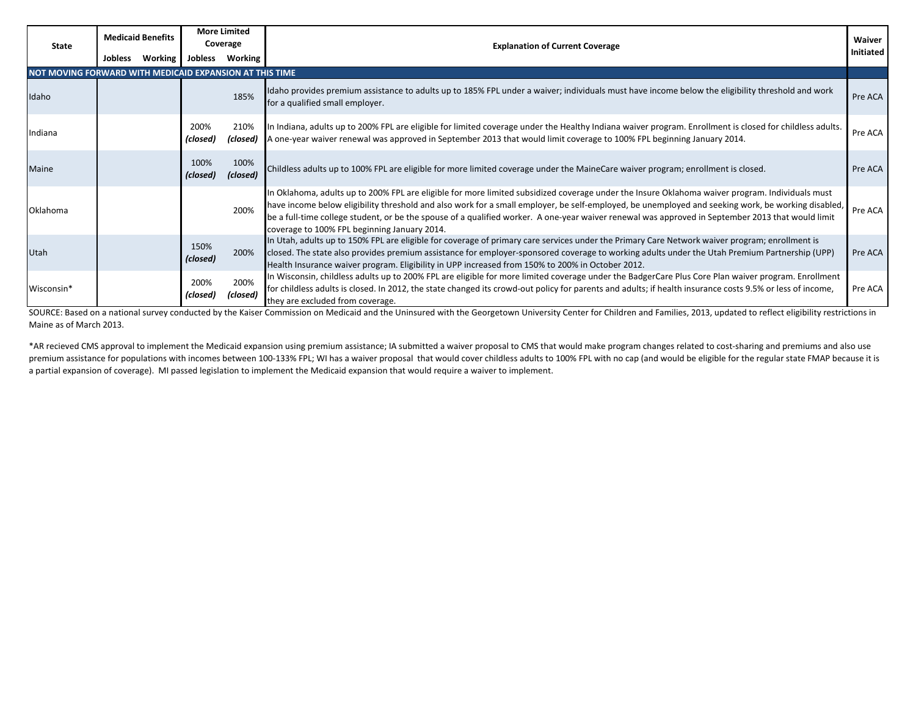| State | Medicaid Benefits | | More Limited Coverage | | Explanation of Current Coverage | Waiver Initiated |
|---|---|---|---|---|---|---|
| | Jobless | Working | Jobless | Working | | |
| **NOT MOVING FORWARD WITH MEDICAID EXPANSION AT THIS TIME** | | | | | | |
| Idaho | | | | 185% | Idaho provides premium assistance to adults up to 185% FPL under a waiver; individuals must have income below the eligibility threshold and work for a qualified small employer. | Pre ACA |
| Indiana | | | 200% *(closed)* | 210% *(closed)* | In Indiana, adults up to 200% FPL are eligible for limited coverage under the Healthy Indiana waiver program. Enrollment is closed for childless adults. A one-year waiver renewal was approved in September 2013 that would limit coverage to 100% FPL beginning January 2014. | Pre ACA |
| Maine | | | 100% *(closed)* | 100% *(closed)* | Childless adults up to 100% FPL are eligible for more limited coverage under the MaineCare waiver program; enrollment is closed. | Pre ACA |
| Oklahoma | | | | 200% | In Oklahoma, adults up to 200% FPL are eligible for more limited subsidized coverage under the Insure Oklahoma waiver program. Individuals must have income below eligibility threshold and also work for a small employer, be self-employed, be unemployed and seeking work, be working disabled, be a full-time college student, or be the spouse of a qualified worker. A one-year waiver renewal was approved in September 2013 that would limit coverage to 100% FPL beginning January 2014. | Pre ACA |
| Utah | | | 150% *(closed)* | 200% | In Utah, adults up to 150% FPL are eligible for coverage of primary care services under the Primary Care Network waiver program; enrollment is closed. The state also provides premium assistance for employer-sponsored coverage to working adults under the Utah Premium Partnership (UPP) Health Insurance waiver program. Eligibility in UPP increased from 150% to 200% in October 2012. | Pre ACA |
| Wisconsin* | | | 200% *(closed)* | 200% *(closed)* | In Wisconsin, childless adults up to 200% FPL are eligible for more limited coverage under the BadgerCare Plus Core Plan waiver program. Enrollment for childless adults is closed. In 2012, the state changed its crowd-out policy for parents and adults; if health insurance costs 9.5% or less of income, they are excluded from coverage. | Pre ACA |

SOURCE: Based on a national survey conducted by the Kaiser Commission on Medicaid and the Uninsured with the Georgetown University Center for Children and Families, 2013, updated to reflect eligibility restrictions in Maine as of March 2013.

*AR recieved CMS approval to implement the Medicaid expansion using premium assistance; IA submitted a waiver proposal to CMS that would make program changes related to cost-sharing and premiums and also use premium assistance for populations with incomes between 100-133% FPL; WI has a waiver proposal that would cover childless adults to 100% FPL with no cap (and would be eligible for the regular state FMAP because it is a partial expansion of coverage). MI passed legislation to implement the Medicaid expansion that would require a waiver to implement.